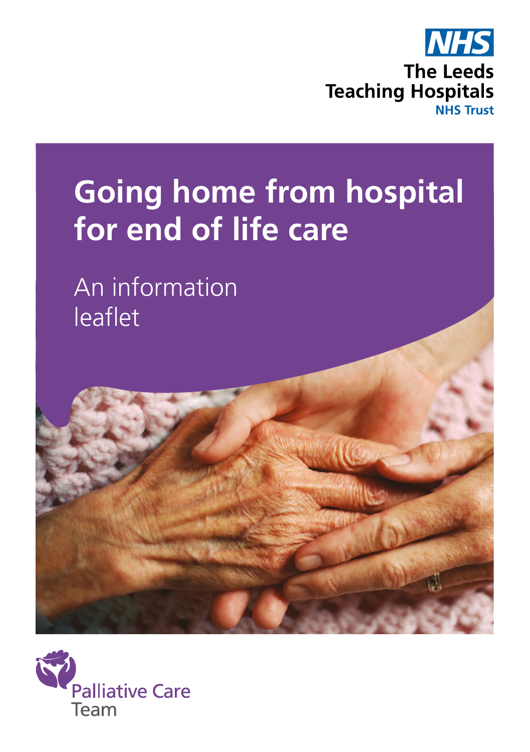NHS

The Leeds Teaching Hospitals

NHS Trust

# Going home from hospital for end of life care

An information leaflet

Palliative Care Team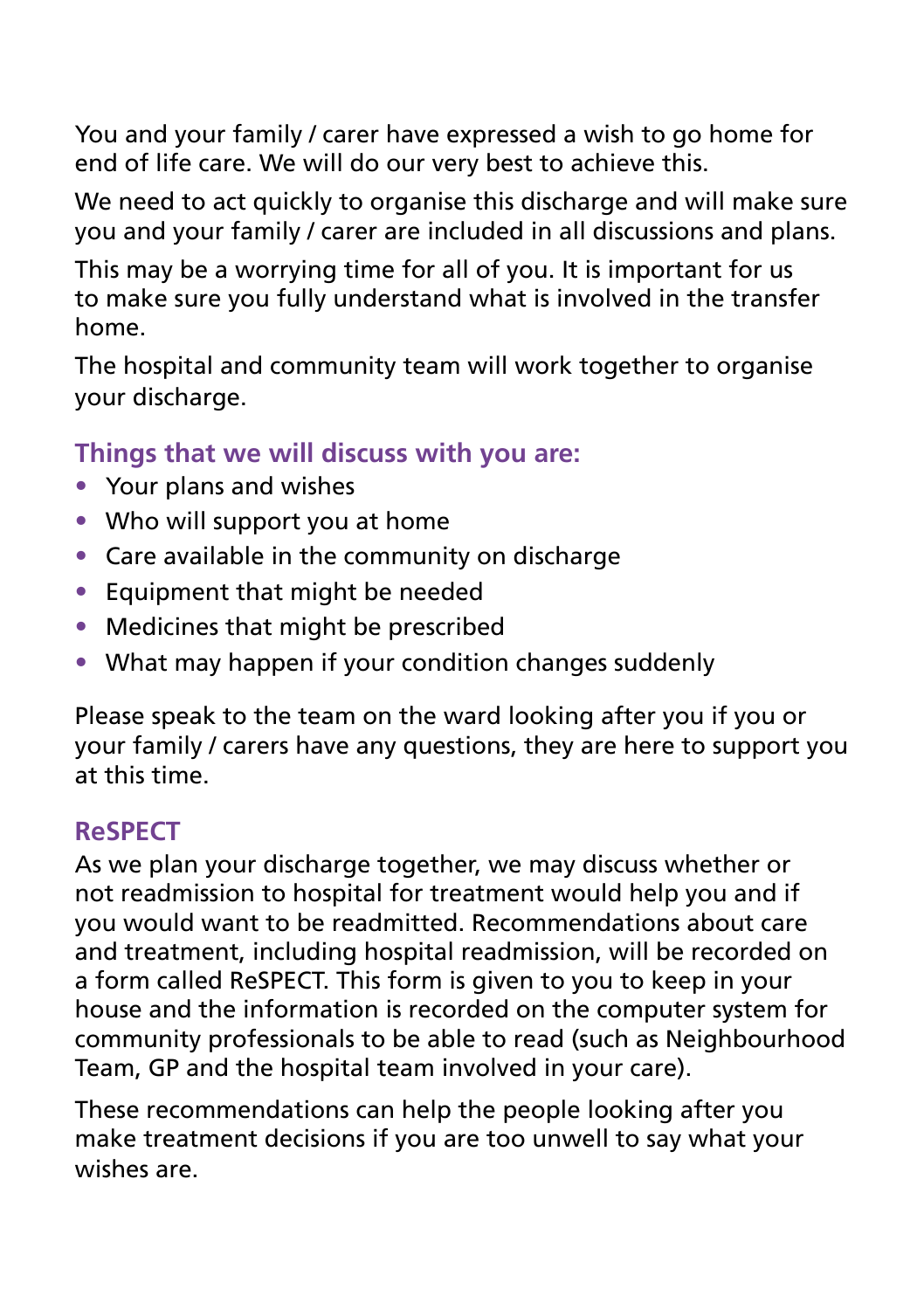You and your family / carer have expressed a wish to go home for end of life care. We will do our very best to achieve this.

We need to act quickly to organise this discharge and will make sure you and your family / carer are included in all discussions and plans.

This may be a worrying time for all of you. It is important for us to make sure you fully understand what is involved in the transfer home.

The hospital and community team will work together to organise your discharge.

### Things that we will discuss with you are:

- Your plans and wishes
- Who will support you at home
- Care available in the community on discharge
- Equipment that might be needed
- Medicines that might be prescribed
- What may happen if your condition changes suddenly

Please speak to the team on the ward looking after you if you or your family / carers have any questions, they are here to support you at this time.

### ReSPECT

As we plan your discharge together, we may discuss whether or not readmission to hospital for treatment would help you and if you would want to be readmitted. Recommendations about care and treatment, including hospital readmission, will be recorded on a form called ReSPECT. This form is given to you to keep in your house and the information is recorded on the computer system for community professionals to be able to read (such as Neighbourhood Team, GP and the hospital team involved in your care).

These recommendations can help the people looking after you make treatment decisions if you are too unwell to say what your wishes are.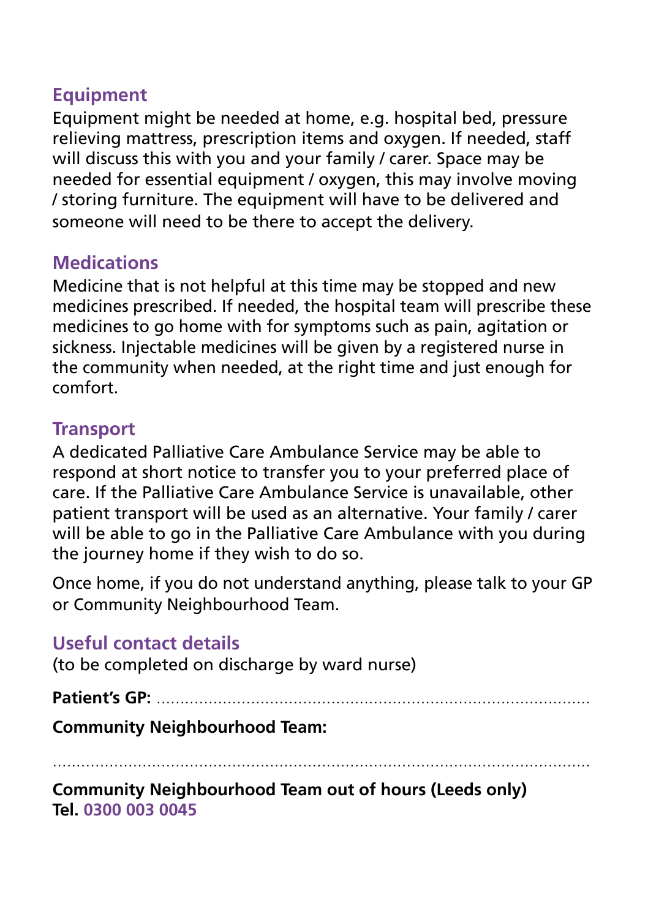## Equipment

Equipment might be needed at home, e.g. hospital bed, pressure relieving mattress, prescription items and oxygen. If needed, staff will discuss this with you and your family / carer. Space may be needed for essential equipment / oxygen, this may involve moving / storing furniture. The equipment will have to be delivered and someone will need to be there to accept the delivery.

## Medications

Medicine that is not helpful at this time may be stopped and new medicines prescribed. If needed, the hospital team will prescribe these medicines to go home with for symptoms such as pain, agitation or sickness. Injectable medicines will be given by a registered nurse in the community when needed, at the right time and just enough for comfort.

## Transport

A dedicated Palliative Care Ambulance Service may be able to respond at short notice to transfer you to your preferred place of care. If the Palliative Care Ambulance Service is unavailable, other patient transport will be used as an alternative. Your family / carer will be able to go in the Palliative Care Ambulance with you during the journey home if they wish to do so.

Once home, if you do not understand anything, please talk to your GP or Community Neighbourhood Team.

## Useful contact details

(to be completed on discharge by ward nurse)

**Patient's GP:** .......................................................................................

**Community Neighbourhood Team:**

.......................................................................................................

**Community Neighbourhood Team out of hours (Leeds only)**
**Tel.** 0300 003 0045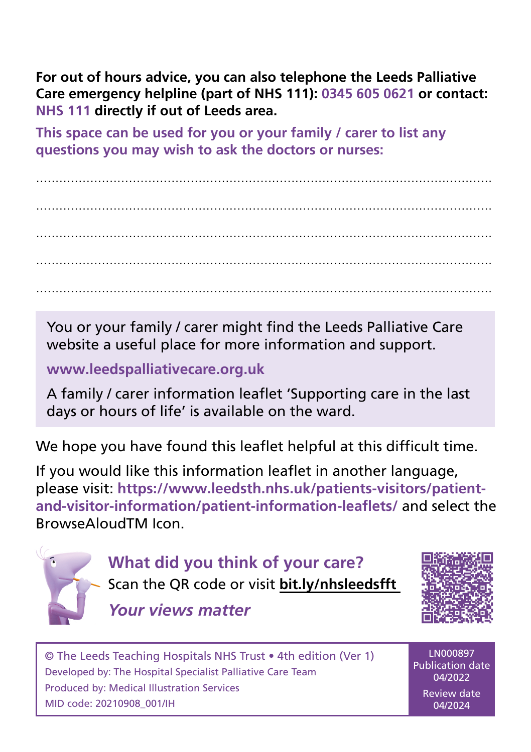**For out of hours advice, you can also telephone the Leeds Palliative Care emergency helpline (part of NHS 111): 0345 605 0621 or contact: NHS 111 directly if out of Leeds area.**

**This space can be used for you or your family / carer to list any questions you may wish to ask the doctors or nurses:**

.....................................................................................................................

.....................................................................................................................

.....................................................................................................................

.....................................................................................................................

.....................................................................................................................

You or your family / carer might find the Leeds Palliative Care website a useful place for more information and support.

**www.leedspalliativecare.org.uk**

A family / carer information leaflet 'Supporting care in the last days or hours of life' is available on the ward.

We hope you have found this leaflet helpful at this difficult time.

If you would like this information leaflet in another language, please visit: **https://www.leedsth.nhs.uk/patients-visitors/patient-and-visitor-information/patient-information-leaflets/** and select the BrowseAloudTM Icon.

## What did you think of your care?

Scan the QR code or visit **bit.ly/nhsleedsfft**

***Your views matter***

© The Leeds Teaching Hospitals NHS Trust • 4th edition (Ver 1)
Developed by: The Hospital Specialist Palliative Care Team
Produced by: Medical Illustration Services
MID code: 20210908_001/IH

LN000897
Publication date 04/2022
Review date 04/2024